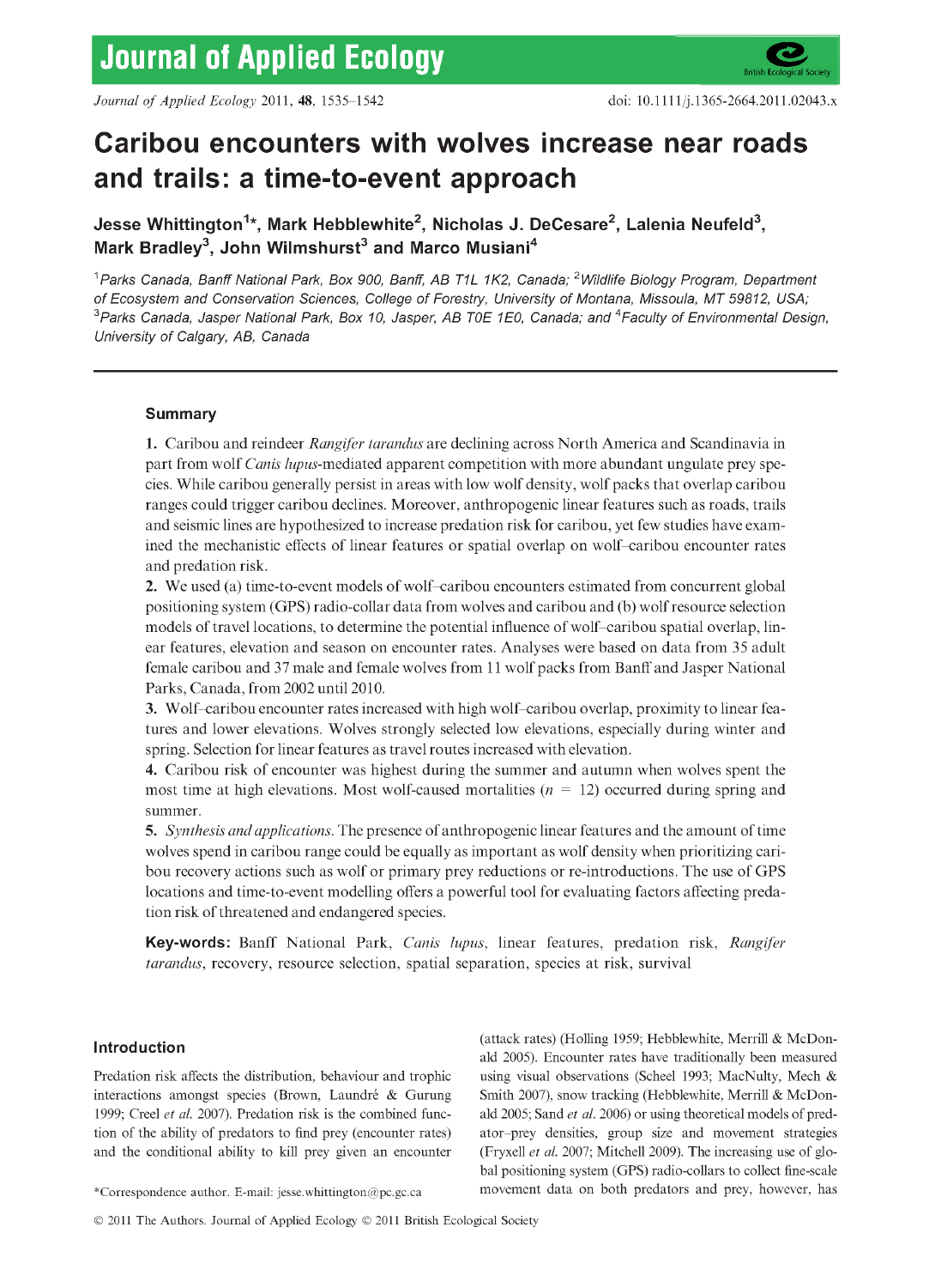# Caribou encounters with wolves increase near roads and trails: a time-to-event approach

**Jesse Whittington[1]\*, Mark Hebblewhite[2], Nicholas J. DeCesare[2], Lalenia Neufeld[3], Mark Bradley[3], John Wilmshurst[3] and Marco Musiani[4]**

[1]*Parks Canada, Banff National Park, Box 900, Banff, AB T1L 1K2, Canada;* [2]*Wildlife Biology Program, Department of Ecosystem and Conservation Sciences, College of Forestry, University of Montana, Missoula, MT 59812, USA;* [3]*Parks Canada, Jasper National Park, Box 10, Jasper, AB T0E 1E0, Canada; and* [4]*Faculty of Environmental Design, University of Calgary, AB, Canada*

## Summary

**1.** Caribou and reindeer *Rangifer tarandus* are declining across North America and Scandinavia in part from wolf *Canis lupus*-mediated apparent competition with more abundant ungulate prey species. While caribou generally persist in areas with low wolf density, wolf packs that overlap caribou ranges could trigger caribou declines. Moreover, anthropogenic linear features such as roads, trails and seismic lines are hypothesized to increase predation risk for caribou, yet few studies have examined the mechanistic effects of linear features or spatial overlap on wolf–caribou encounter rates and predation risk.

**2.** We used (a) time-to-event models of wolf–caribou encounters estimated from concurrent global positioning system (GPS) radio-collar data from wolves and caribou and (b) wolf resource selection models of travel locations, to determine the potential influence of wolf–caribou spatial overlap, linear features, elevation and season on encounter rates. Analyses were based on data from 35 adult female caribou and 37 male and female wolves from 11 wolf packs from Banff and Jasper National Parks, Canada, from 2002 until 2010.

**3.** Wolf–caribou encounter rates increased with high wolf–caribou overlap, proximity to linear features and lower elevations. Wolves strongly selected low elevations, especially during winter and spring. Selection for linear features as travel routes increased with elevation.

**4.** Caribou risk of encounter was highest during the summer and autumn when wolves spent the most time at high elevations. Most wolf-caused mortalities ($n = 12$) occurred during spring and summer.

**5.** *Synthesis and applications.* The presence of anthropogenic linear features and the amount of time wolves spend in caribou range could be equally as important as wolf density when prioritizing caribou recovery actions such as wolf or primary prey reductions or re-introductions. The use of GPS locations and time-to-event modelling offers a powerful tool for evaluating factors affecting predation risk of threatened and endangered species.

**Key-words:** Banff National Park, *Canis lupus*, linear features, predation risk, *Rangifer tarandus*, recovery, resource selection, spatial separation, species at risk, survival

## Introduction

Predation risk affects the distribution, behaviour and trophic interactions amongst species (Brown, Laundré & Gurung 1999; Creel *et al.* 2007). Predation risk is the combined function of the ability of predators to find prey (encounter rates) and the conditional ability to kill prey given an encounter (attack rates) (Holling 1959; Hebblewhite, Merrill & McDonald 2005). Encounter rates have traditionally been measured using visual observations (Scheel 1993; MacNulty, Mech & Smith 2007), snow tracking (Hebblewhite, Merrill & McDonald 2005; Sand *et al.* 2006) or using theoretical models of predator–prey densities, group size and movement strategies (Fryxell *et al.* 2007; Mitchell 2009). The increasing use of global positioning system (GPS) radio-collars to collect fine-scale movement data on both predators and prey, however, has

\*Correspondence author. E-mail: jesse.whittington@pc.gc.ca

© 2011 The Authors. Journal of Applied Ecology © 2011 British Ecological Society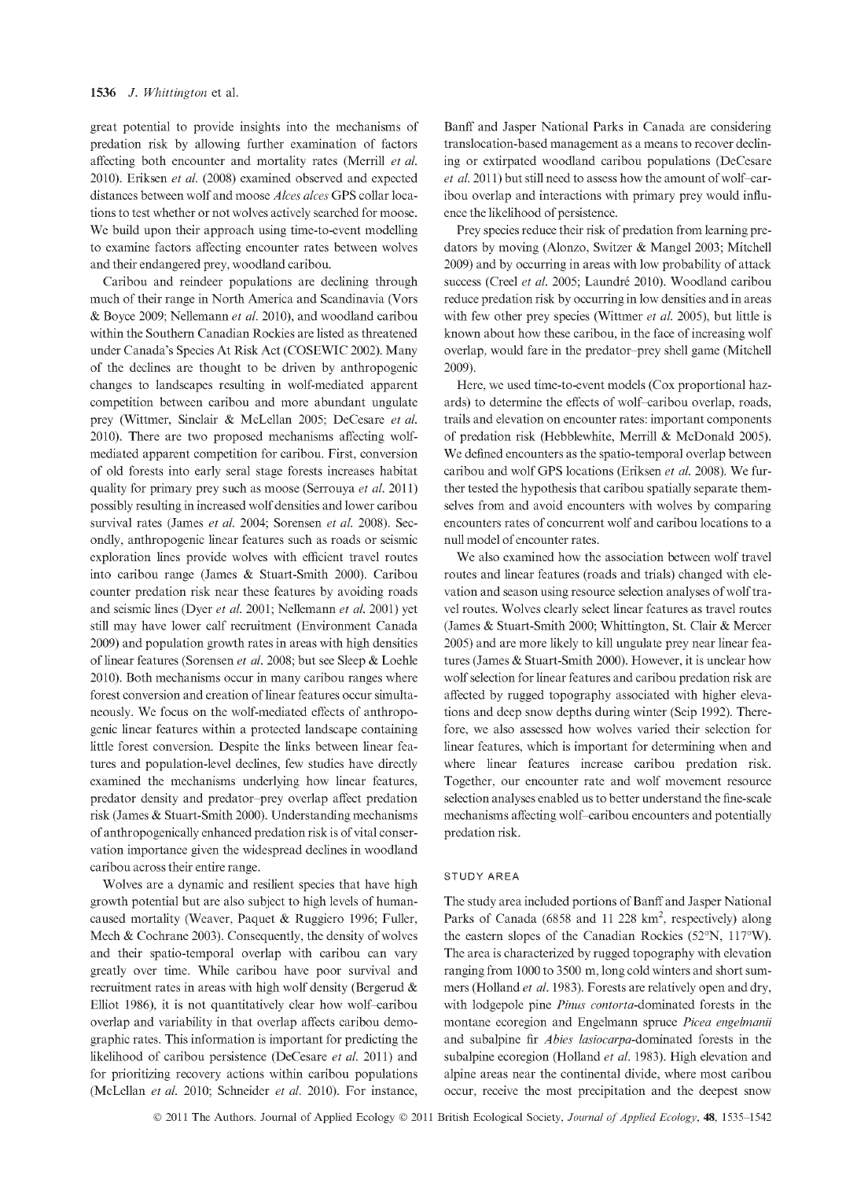great potential to provide insights into the mechanisms of predation risk by allowing further examination of factors affecting both encounter and mortality rates (Merrill *et al.* 2010). Eriksen *et al.* (2008) examined observed and expected distances between wolf and moose *Alces alces* GPS collar locations to test whether or not wolves actively searched for moose. We build upon their approach using time-to-event modelling to examine factors affecting encounter rates between wolves and their endangered prey, woodland caribou.

Caribou and reindeer populations are declining through much of their range in North America and Scandinavia (Vors & Boyce 2009; Nellemann *et al.* 2010), and woodland caribou within the Southern Canadian Rockies are listed as threatened under Canada's Species At Risk Act (COSEWIC 2002). Many of the declines are thought to be driven by anthropogenic changes to landscapes resulting in wolf-mediated apparent competition between caribou and more abundant ungulate prey (Wittmer, Sinclair & McLellan 2005; DeCesare *et al.* 2010). There are two proposed mechanisms affecting wolf-mediated apparent competition for caribou. First, conversion of old forests into early seral stage forests increases habitat quality for primary prey such as moose (Serrouya *et al.* 2011) possibly resulting in increased wolf densities and lower caribou survival rates (James *et al.* 2004; Sorensen *et al.* 2008). Secondly, anthropogenic linear features such as roads or seismic exploration lines provide wolves with efficient travel routes into caribou range (James & Stuart-Smith 2000). Caribou counter predation risk near these features by avoiding roads and seismic lines (Dyer *et al.* 2001; Nellemann *et al.* 2001) yet still may have lower calf recruitment (Environment Canada 2009) and population growth rates in areas with high densities of linear features (Sorensen *et al.* 2008; but see Sleep & Loehle 2010). Both mechanisms occur in many caribou ranges where forest conversion and creation of linear features occur simultaneously. We focus on the wolf-mediated effects of anthropogenic linear features within a protected landscape containing little forest conversion. Despite the links between linear features and population-level declines, few studies have directly examined the mechanisms underlying how linear features, predator density and predator–prey overlap affect predation risk (James & Stuart-Smith 2000). Understanding mechanisms of anthropogenically enhanced predation risk is of vital conservation importance given the widespread declines in woodland caribou across their entire range.

Wolves are a dynamic and resilient species that have high growth potential but are also subject to high levels of human-caused mortality (Weaver, Paquet & Ruggiero 1996; Fuller, Mech & Cochrane 2003). Consequently, the density of wolves and their spatio-temporal overlap with caribou can vary greatly over time. While caribou have poor survival and recruitment rates in areas with high wolf density (Bergerud & Elliot 1986), it is not quantitatively clear how wolf–caribou overlap and variability in that overlap affects caribou demographic rates. This information is important for predicting the likelihood of caribou persistence (DeCesare *et al.* 2011) and for prioritizing recovery actions within caribou populations (McLellan *et al.* 2010; Schneider *et al.* 2010). For instance, Banff and Jasper National Parks in Canada are considering translocation-based management as a means to recover declining or extirpated woodland caribou populations (DeCesare *et al.* 2011) but still need to assess how the amount of wolf–caribou overlap and interactions with primary prey would influence the likelihood of persistence.

Prey species reduce their risk of predation from learning predators by moving (Alonzo, Switzer & Mangel 2003; Mitchell 2009) and by occurring in areas with low probability of attack success (Creel *et al.* 2005; Laundré 2010). Woodland caribou reduce predation risk by occurring in low densities and in areas with few other prey species (Wittmer *et al.* 2005), but little is known about how these caribou, in the face of increasing wolf overlap, would fare in the predator–prey shell game (Mitchell 2009).

Here, we used time-to-event models (Cox proportional hazards) to determine the effects of wolf–caribou overlap, roads, trails and elevation on encounter rates: important components of predation risk (Hebblewhite, Merrill & McDonald 2005). We defined encounters as the spatio-temporal overlap between caribou and wolf GPS locations (Eriksen *et al.* 2008). We further tested the hypothesis that caribou spatially separate themselves from and avoid encounters with wolves by comparing encounters rates of concurrent wolf and caribou locations to a null model of encounter rates.

We also examined how the association between wolf travel routes and linear features (roads and trials) changed with elevation and season using resource selection analyses of wolf travel routes. Wolves clearly select linear features as travel routes (James & Stuart-Smith 2000; Whittington, St. Clair & Mercer 2005) and are more likely to kill ungulate prey near linear features (James & Stuart-Smith 2000). However, it is unclear how wolf selection for linear features and caribou predation risk are affected by rugged topography associated with higher elevations and deep snow depths during winter (Seip 1992). Therefore, we also assessed how wolves varied their selection for linear features, which is important for determining when and where linear features increase caribou predation risk. Together, our encounter rate and wolf movement resource selection analyses enabled us to better understand the fine-scale mechanisms affecting wolf–caribou encounters and potentially predation risk.

## STUDY AREA

The study area included portions of Banff and Jasper National Parks of Canada (6858 and 11 228 km$^2$, respectively) along the eastern slopes of the Canadian Rockies (52°N, 117°W). The area is characterized by rugged topography with elevation ranging from 1000 to 3500 m, long cold winters and short summers (Holland *et al.* 1983). Forests are relatively open and dry, with lodgepole pine *Pinus contorta*-dominated forests in the montane ecoregion and Engelmann spruce *Picea engelmanii* and subalpine fir *Abies lasiocarpa*-dominated forests in the subalpine ecoregion (Holland *et al.* 1983). High elevation and alpine areas near the continental divide, where most caribou occur, receive the most precipitation and the deepest snow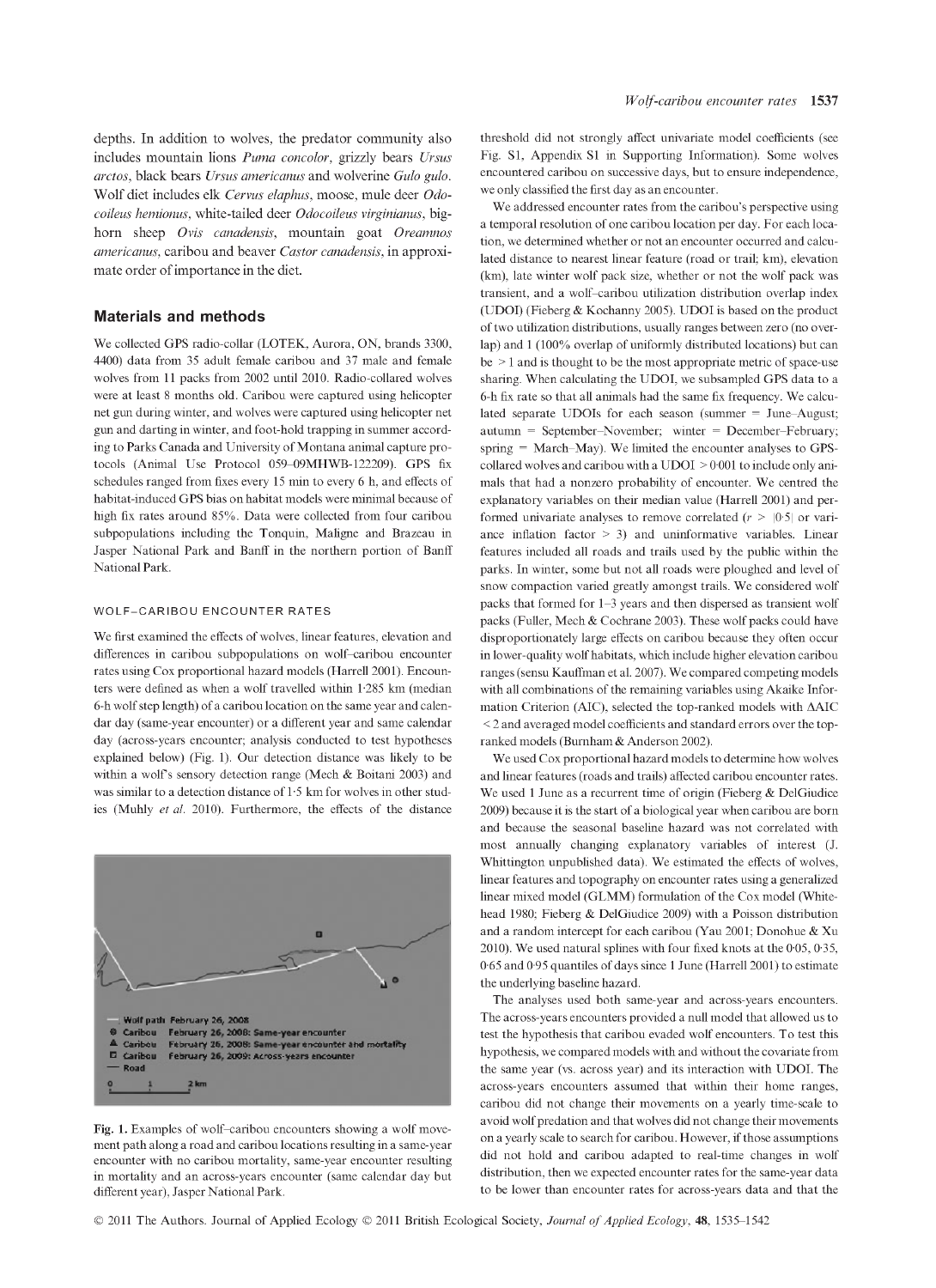depths. In addition to wolves, the predator community also includes mountain lions *Puma concolor*, grizzly bears *Ursus arctos*, black bears *Ursus americanus* and wolverine *Gulo gulo*. Wolf diet includes elk *Cervus elaphus*, moose, mule deer *Odocoileus hemionus*, white-tailed deer *Odocoileus virginianus*, bighorn sheep *Ovis canadensis*, mountain goat *Oreamnos americanus*, caribou and beaver *Castor canadensis*, in approximate order of importance in the diet.

## Materials and methods

We collected GPS radio-collar (LOTEK, Aurora, ON, brands 3300, 4400) data from 35 adult female caribou and 37 male and female wolves from 11 packs from 2002 until 2010. Radio-collared wolves were at least 8 months old. Caribou were captured using helicopter net gun during winter, and wolves were captured using helicopter net gun and darting in winter, and foot-hold trapping in summer according to Parks Canada and University of Montana animal capture protocols (Animal Use Protocol 059–09MHWB-122209). GPS fix schedules ranged from fixes every 15 min to every 6 h, and effects of habitat-induced GPS bias on habitat models were minimal because of high fix rates around 85%. Data were collected from four caribou subpopulations including the Tonquin, Maligne and Brazeau in Jasper National Park and Banff in the northern portion of Banff National Park.

### WOLF–CARIBOU ENCOUNTER RATES

We first examined the effects of wolves, linear features, elevation and differences in caribou subpopulations on wolf–caribou encounter rates using Cox proportional hazard models (Harrell 2001). Encounters were defined as when a wolf travelled within 1·285 km (median 6-h wolf step length) of a caribou location on the same year and calendar day (same-year encounter) or a different year and same calendar day (across-years encounter; analysis conducted to test hypotheses explained below) (Fig. 1). Our detection distance was likely to be within a wolf's sensory detection range (Mech & Boitani 2003) and was similar to a detection distance of 1·5 km for wolves in other studies (Muhly *et al.* 2010). Furthermore, the effects of the distance threshold did not strongly affect univariate model coefficients (see Fig. S1, Appendix S1 in Supporting Information). Some wolves encountered caribou on successive days, but to ensure independence, we only classified the first day as an encounter.

Fig. 1. Examples of wolf–caribou encounters showing a wolf movement path along a road and caribou locations resulting in a same-year encounter with no caribou mortality, same-year encounter resulting in mortality and an across-years encounter (same calendar day but different year), Jasper National Park.

We addressed encounter rates from the caribou's perspective using a temporal resolution of one caribou location per day. For each location, we determined whether or not an encounter occurred and calculated distance to nearest linear feature (road or trail; km), elevation (km), late winter wolf pack size, whether or not the wolf pack was transient, and a wolf–caribou utilization distribution overlap index (UDOI) (Fieberg & Kochanny 2005). UDOI is based on the product of two utilization distributions, usually ranges between zero (no overlap) and 1 (100% overlap of uniformly distributed locations) but can be $>1$ and is thought to be the most appropriate metric of space-use sharing. When calculating the UDOI, we subsampled GPS data to a 6-h fix rate so that all animals had the same fix frequency. We calculated separate UDOIs for each season (summer = June–August; autumn = September–November; winter = December–February; spring = March–May). We limited the encounter analyses to GPS-collared wolves and caribou with a UDOI $> 0{\cdot}001$ to include only animals that had a nonzero probability of encounter. We centred the explanatory variables on their median value (Harrell 2001) and performed univariate analyses to remove correlated ($r > |0{\cdot}5|$ or variance inflation factor $> 3$) and uninformative variables. Linear features included all roads and trails used by the public within the parks. In winter, some but not all roads were ploughed and level of snow compaction varied greatly amongst trails. We considered wolf packs that formed for 1–3 years and then dispersed as transient wolf packs (Fuller, Mech & Cochrane 2003). These wolf packs could have disproportionately large effects on caribou because they often occur in lower-quality wolf habitats, which include higher elevation caribou ranges (sensu Kauffman et al. 2007). We compared competing models with all combinations of the remaining variables using Akaike Information Criterion (AIC), selected the top-ranked models with $\Delta$AIC $< 2$ and averaged model coefficients and standard errors over the top-ranked models (Burnham & Anderson 2002).

We used Cox proportional hazard models to determine how wolves and linear features (roads and trails) affected caribou encounter rates. We used 1 June as a recurrent time of origin (Fieberg & DelGiudice 2009) because it is the start of a biological year when caribou are born and because the seasonal baseline hazard was not correlated with most annually changing explanatory variables of interest (J. Whittington unpublished data). We estimated the effects of wolves, linear features and topography on encounter rates using a generalized linear mixed model (GLMM) formulation of the Cox model (Whitehead 1980; Fieberg & DelGiudice 2009) with a Poisson distribution and a random intercept for each caribou (Yau 2001; Donohue & Xu 2010). We used natural splines with four fixed knots at the 0·05, 0·35, 0·65 and 0·95 quantiles of days since 1 June (Harrell 2001) to estimate the underlying baseline hazard.

The analyses used both same-year and across-years encounters. The across-years encounters provided a null model that allowed us to test the hypothesis that caribou evaded wolf encounters. To test this hypothesis, we compared models with and without the covariate from the same year (vs. across year) and its interaction with UDOI. The across-years encounters assumed that within their home ranges, caribou did not change their movements on a yearly time-scale to avoid wolf predation and that wolves did not change their movements on a yearly scale to search for caribou. However, if those assumptions did not hold and caribou adapted to real-time changes in wolf distribution, then we expected encounter rates for the same-year data to be lower than encounter rates for across-years data and that the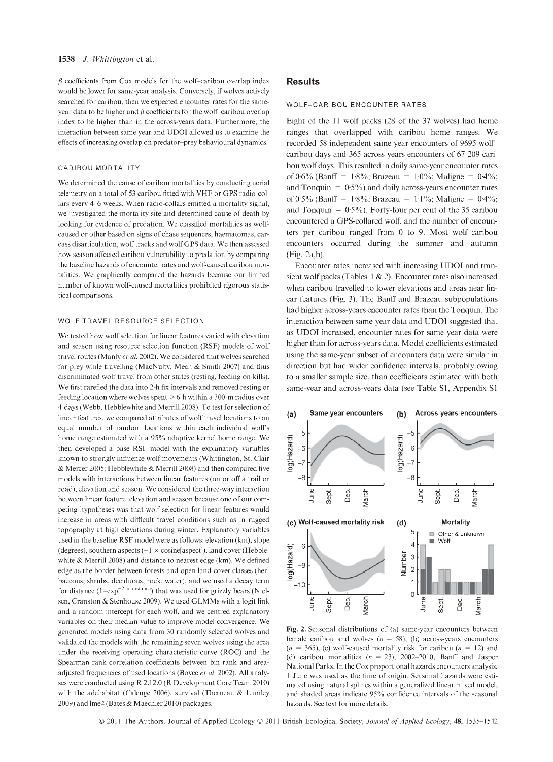β coefficients from Cox models for the wolf–caribou overlap index would be lower for same-year analysis. Conversely, if wolves actively searched for caribou, then we expected encounter rates for the same-year data to be higher and β coefficients for the wolf–caribou overlap index to be higher than in the across-years data. Furthermore, the interaction between same year and UDOI allowed us to examine the effects of increasing overlap on predator–prey behavioural dynamics.

### CARIBOU MORTALITY

We determined the cause of caribou mortalities by conducting aerial telemetry on a total of 53 caribou fitted with VHF or GPS radio-collars every 4–6 weeks. When radio-collars emitted a mortality signal, we investigated the mortality site and determined cause of death by looking for evidence of predation. We classified mortalities as wolf-caused or other based on signs of chase sequences, haematomas, carcass disarticulation, wolf tracks and wolf GPS data. We then assessed how season affected caribou vulnerability to predation by comparing the baseline hazards of encounter rates and wolf-caused caribou mortalities. We graphically compared the hazards because our limited number of known wolf-caused mortalities prohibited rigorous statistical comparisons.

### WOLF TRAVEL RESOURCE SELECTION

We tested how wolf selection for linear features varied with elevation and season using resource selection function (RSF) models of wolf travel routes (Manly *et al.* 2002). We considered that wolves searched for prey while travelling (MacNulty, Mech & Smith 2007) and thus discriminated wolf travel from other states (resting, feeding on kills). We first rarefied the data into 2-h fix intervals and removed resting or feeding location where wolves spent > 6 h within a 300 m radius over 4 days (Webb, Hebblewhite and Merrill 2008). To test for selection of linear features, we compared attributes of wolf travel locations to an equal number of random locations within each individual wolf's home range estimated with a 95% adaptive kernel home range. We then developed a base RSF model with the explanatory variables known to strongly influence wolf movements (Whittington, St. Clair & Mercer 2005; Hebblewhite & Merrill 2008) and then compared five models with interactions between linear features (on or off a trail or road), elevation and season. We considered the three-way interaction between linear feature, elevation and season because one of our competing hypotheses was that wolf selection for linear features would increase in areas with difficult travel conditions such as in rugged topography at high elevations during winter. Explanatory variables used in the baseline RSF model were as follows: elevation (km), slope (degrees), southern aspects ($-1 \times$ cosine[aspect]), land cover (Hebblewhite & Merrill 2008) and distance to nearest edge (km). We defined edge as the border between forests and open land-cover classes (herbaceous, shrubs, deciduous, rock, water), and we used a decay term for distance ($1-\exp^{-2 \times \text{distance}}$) that was used for grizzly bears (Nielsen, Cranston & Stenhouse 2009). We used GLMMs with a logit link and a random intercept for each wolf, and we centred explanatory variables on their median value to improve model convergence. We generated models using data from 30 randomly selected wolves and validated the models with the remaining seven wolves using the area under the receiving operating characteristic curve (ROC) and the Spearman rank correlation coefficients between bin rank and area-adjusted frequencies of used locations (Boyce *et al.* 2002). All analyses were conducted using R 2.12.0 (R Development Core Team 2010) with the adehabitat (Calenge 2006), survival (Therneau & Lumley 2009) and lme4 (Bates & Maechler 2010) packages.

## Results

### WOLF–CARIBOU ENCOUNTER RATES

Eight of the 11 wolf packs (28 of the 37 wolves) had home ranges that overlapped with caribou home ranges. We recorded 58 independent same-year encounters of 9695 wolf–caribou days and 365 across-years encounters of 67 209 caribou wolf days. This resulted in daily same-year encounter rates of 0·6% (Banff = 1·8%; Brazeau = 1·0%; Maligne = 0·4%; and Tonquin = 0·5%) and daily across-years encounter rates of 0·5% (Banff = 1·8%; Brazeau = 1·1%; Maligne = 0·4%; and Tonquin = 0·5%). Forty-four per cent of the 35 caribou encountered a GPS-collared wolf, and the number of encounters per caribou ranged from 0 to 9. Most wolf–caribou encounters occurred during the summer and autumn (Fig. 2a,b).

Encounter rates increased with increasing UDOI and transient wolf packs (Tables 1 & 2). Encounter rates also increased when caribou travelled to lower elevations and areas near linear features (Fig. 3). The Banff and Brazeau subpopulations had higher across-years encounter rates than the Tonquin. The interaction between same-year data and UDOI suggested that as UDOI increased, encounter rates for same-year data were higher than for across-years data. Model coefficients estimated using the same-year subset of encounters data were similar in direction but had wider confidence intervals, probably owing to a smaller sample size, than coefficients estimated with both same-year and across-years data (see Table S1, Appendix S1

**Fig. 2.** Seasonal distributions of (a) same-year encounters between female caribou and wolves ($n = 58$), (b) across-years encounters ($n = 365$), (c) wolf-caused mortality risk for caribou ($n = 12$) and (d) caribou mortalities ($n = 23$), 2002–2010, Banff and Jasper National Parks. In the Cox proportional hazards encounters analysis, 1 June was used as the time of origin. Seasonal hazards were estimated using natural splines within a generalized linear mixed model, and shaded areas indicate 95% confidence intervals of the seasonal hazards. See text for more details.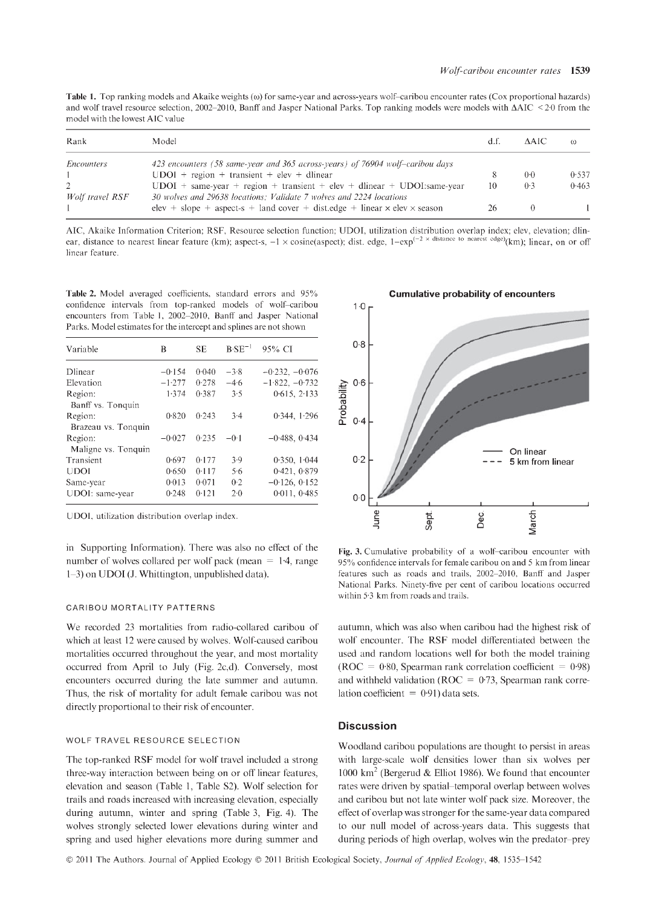**Table 1.** Top ranking models and Akaike weights (ω) for same-year and across-years wolf–caribou encounter rates (Cox proportional hazards) and wolf travel resource selection, 2002–2010, Banff and Jasper National Parks. Top ranking models were models with ΔAIC < 2·0 from the model with the lowest AIC value

| Rank | Model | d.f. | ΔAIC | ω |
|---|---|---|---|---|
| *Encounters* | *423 encounters (58 same-year and 365 across-years) of 76904 wolf–caribou days* | | | |
| 1 | UDOI + region + transient + elev + dlinear | 8 | 0·0 | 0·537 |
| 2 | UDOI + same-year + region + transient + elev + dlinear + UDOI:same-year | 10 | 0·3 | 0·463 |
| *Wolf travel RSF* | *30 wolves and 29638 locations; Validate 7 wolves and 2224 locations* | | | |
| 1 | elev + slope + aspect-s + land cover + dist.edge + linear × elev × season | 26 | 0 | 1 |

AIC, Akaike Information Criterion; RSF, Resource selection function; UDOI, utilization distribution overlap index; elev, elevation; dlinear, distance to nearest linear feature (km); aspect-s, −1 × cosine(aspect); dist. edge, $1-\exp^{(-2 \times \text{distance to nearest edge})}$(km); linear, on or off linear feature.

**Table 2.** Model averaged coefficients, standard errors and 95% confidence intervals from top-ranked models of wolf–caribou encounters from Table 1, 2002–2010, Banff and Jasper National Parks. Model estimates for the intercept and splines are not shown

| Variable | B | SE | $B \cdot SE^{-1}$ | 95% CI |
|---|---|---|---|---|
| Dlinear | −0·154 | 0·040 | −3·8 | −0·232, −0·076 |
| Elevation | −1·277 | 0·278 | −4·6 | −1·822, −0·732 |
| Region: Banff vs. Tonquin | 1·374 | 0·387 | 3·5 | 0·615, 2·133 |
| Region: Brazeau vs. Tonquin | 0·820 | 0·243 | 3·4 | 0·344, 1·296 |
| Region: Maligne vs. Tonquin | −0·027 | 0·235 | −0·1 | −0·488, 0·434 |
| Transient | 0·697 | 0·177 | 3·9 | 0·350, 1·044 |
| UDOI | 0·650 | 0·117 | 5·6 | 0·421, 0·879 |
| Same-year | 0·013 | 0·071 | 0·2 | −0·126, 0·152 |
| UDOI: same-year | 0·248 | 0·121 | 2·0 | 0·011, 0·485 |

UDOI, utilization distribution overlap index.

in Supporting Information). There was also no effect of the number of wolves collared per wolf pack (mean = 1·4, range 1–3) on UDOI (J. Whittington, unpublished data).

### CARIBOU MORTALITY PATTERNS

We recorded 23 mortalities from radio-collared caribou of which at least 12 were caused by wolves. Wolf-caused caribou mortalities occurred throughout the year, and most mortality occurred from April to July (Fig. 2c,d). Conversely, most encounters occurred during the late summer and autumn. Thus, the risk of mortality for adult female caribou was not directly proportional to their risk of encounter.

### WOLF TRAVEL RESOURCE SELECTION

The top-ranked RSF model for wolf travel included a strong three-way interaction between being on or off linear features, elevation and season (Table 1, Table S2). Wolf selection for trails and roads increased with increasing elevation, especially during autumn, winter and spring (Table 3, Fig. 4). The wolves strongly selected lower elevations during winter and spring and used higher elevations more during summer and autumn, which was also when caribou had the highest risk of wolf encounter. The RSF model differentiated between the used and random locations well for both the model training (ROC = 0·80, Spearman rank correlation coefficient = 0·98) and withheld validation (ROC = 0·73, Spearman rank correlation coefficient = 0·91) data sets.

**Fig. 3.** Cumulative probability of a wolf–caribou encounter with 95% confidence intervals for female caribou on and 5 km from linear features such as roads and trails, 2002–2010, Banff and Jasper National Parks. Ninety-five per cent of caribou locations occurred within 5·3 km from roads and trails.

## Discussion

Woodland caribou populations are thought to persist in areas with large-scale wolf densities lower than six wolves per 1000 km$^2$ (Bergerud & Elliot 1986). We found that encounter rates were driven by spatial–temporal overlap between wolves and caribou but not late winter wolf pack size. Moreover, the effect of overlap was stronger for the same-year data compared to our null model of across-years data. This suggests that during periods of high overlap, wolves win the predator–prey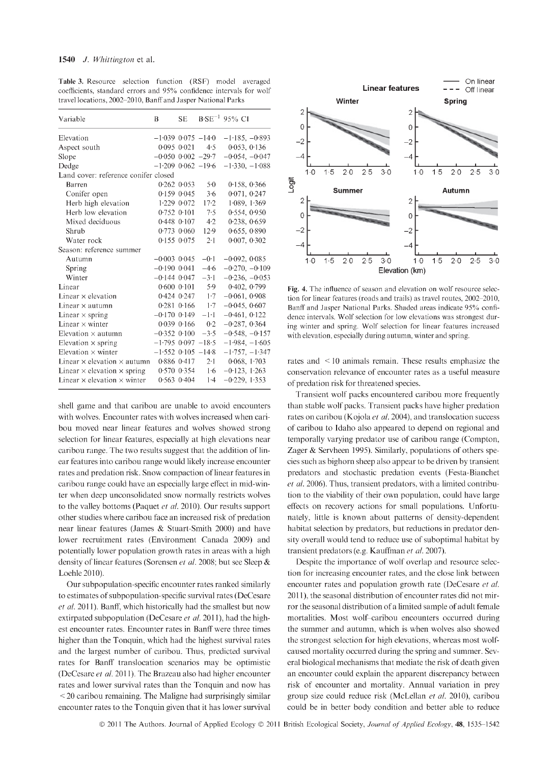**Table 3.** Resource selection function (RSF) model averaged coefficients, standard errors and 95% confidence intervals for wolf travel locations, 2002–2010, Banff and Jasper National Parks

| Variable | B | SE | B·SE$^{-1}$ | 95% CI |
|---|---|---|---|---|
| Elevation | −1·039 | 0·075 | −14·0 | −1·185, −0·893 |
| Aspect south | 0·095 | 0·021 | 4·5 | 0·053, 0·136 |
| Slope | −0·050 | 0·002 | −29·7 | −0·054, −0·047 |
| Dedge | −1·209 | 0·062 | −19·6 | −1·330, −1·088 |
| Land cover: reference conifer closed | | | | |
| Barren | 0·262 | 0·053 | 5·0 | 0·158, 0·366 |
| Conifer open | 0·159 | 0·045 | 3·6 | 0·071, 0·247 |
| Herb high elevation | 1·229 | 0·072 | 17·2 | 1·089, 1·369 |
| Herb low elevation | 0·752 | 0·101 | 7·5 | 0·554, 0·950 |
| Mixed deciduous | 0·448 | 0·107 | 4·2 | 0·238, 0·659 |
| Shrub | 0·773 | 0·060 | 12·9 | 0·655, 0·890 |
| Water rock | 0·155 | 0·075 | 2·1 | 0·007, 0·302 |
| Season: reference summer | | | | |
| Autumn | −0·003 | 0·045 | −0·1 | −0·092, 0·085 |
| Spring | −0·190 | 0·041 | −4·6 | −0·270, −0·109 |
| Winter | −0·144 | 0·047 | −3·1 | −0·236, −0·053 |
| Linear | 0·600 | 0·101 | 5·9 | 0·402, 0·799 |
| Linear × elevation | 0·424 | 0·247 | 1·7 | −0·061, 0·908 |
| Linear × autumn | 0·281 | 0·166 | 1·7 | −0·045, 0·607 |
| Linear × spring | −0·170 | 0·149 | −1·1 | −0·461, 0·122 |
| Linear × winter | 0·039 | 0·166 | 0·2 | −0·287, 0·364 |
| Elevation × autumn | −0·352 | 0·100 | −3·5 | −0·548, −0·157 |
| Elevation × spring | −1·795 | 0·097 | −18·5 | −1·984, −1·605 |
| Elevation × winter | −1·552 | 0·105 | −14·8 | −1·757, −1·347 |
| Linear × elevation × autumn | 0·886 | 0·417 | 2·1 | 0·068, 1·703 |
| Linear × elevation × spring | 0·570 | 0·354 | 1·6 | −0·123, 1·263 |
| Linear × elevation × winter | 0·563 | 0·404 | 1·4 | −0·229, 1·353 |

shell game and that caribou are unable to avoid encounters with wolves. Encounter rates with wolves increased when caribou moved near linear features and wolves showed strong selection for linear features, especially at high elevations near caribou range. The two results suggest that the addition of linear features into caribou range would likely increase encounter rates and predation risk. Snow compaction of linear features in caribou range could have an especially large effect in mid-winter when deep unconsolidated snow normally restricts wolves to the valley bottoms (Paquet *et al.* 2010). Our results support other studies where caribou face an increased risk of predation near linear features (James & Stuart-Smith 2000) and have lower recruitment rates (Environment Canada 2009) and potentially lower population growth rates in areas with a high density of linear features (Sorensen *et al.* 2008; but see Sleep & Loehle 2010).

Our subpopulation-specific encounter rates ranked similarly to estimates of subpopulation-specific survival rates (DeCesare *et al.* 2011). Banff, which historically had the smallest but now extirpated subpopulation (DeCesare *et al.* 2011), had the highest encounter rates. Encounter rates in Banff were three times higher than the Tonquin, which had the highest survival rates and the largest number of caribou. Thus, predicted survival rates for Banff translocation scenarios may be optimistic (DeCesare *et al.* 2011). The Brazeau also had higher encounter rates and lower survival rates than the Tonquin and now has < 20 caribou remaining. The Maligne had surprisingly similar encounter rates to the Tonquin given that it has lower survival

**Fig. 4.** The influence of season and elevation on wolf resource selection for linear features (roads and trails) as travel routes, 2002–2010, Banff and Jasper National Parks. Shaded areas indicate 95% confidence intervals. Wolf selection for low elevations was strongest during winter and spring. Wolf selection for linear features increased with elevation, especially during autumn, winter and spring.

rates and < 10 animals remain. These results emphasize the conservation relevance of encounter rates as a useful measure of predation risk for threatened species.

Transient wolf packs encountered caribou more frequently than stable wolf packs. Transient packs have higher predation rates on caribou (Kojola *et al.* 2004), and translocation success of caribou to Idaho also appeared to depend on regional and temporally varying predator use of caribou range (Compton, Zager & Servheen 1995). Similarly, populations of others species such as bighorn sheep also appear to be driven by transient predators and stochastic predation events (Festa-Bianchet *et al.* 2006). Thus, transient predators, with a limited contribution to the viability of their own population, could have large effects on recovery actions for small populations. Unfortunately, little is known about patterns of density-dependent habitat selection by predators, but reductions in predator density overall would tend to reduce use of suboptimal habitat by transient predators (e.g. Kauffman *et al.* 2007).

Despite the importance of wolf overlap and resource selection for increasing encounter rates, and the close link between encounter rates and population growth rate (DeCesare *et al.* 2011), the seasonal distribution of encounter rates did not mirror the seasonal distribution of a limited sample of adult female mortalities. Most wolf–caribou encounters occurred during the summer and autumn, which is when wolves also showed the strongest selection for high elevations, whereas most wolf-caused mortality occurred during the spring and summer. Several biological mechanisms that mediate the risk of death given an encounter could explain the apparent discrepancy between risk of encounter and mortality. Annual variation in prey group size could reduce risk (McLellan *et al.* 2010), caribou could be in better body condition and better able to reduce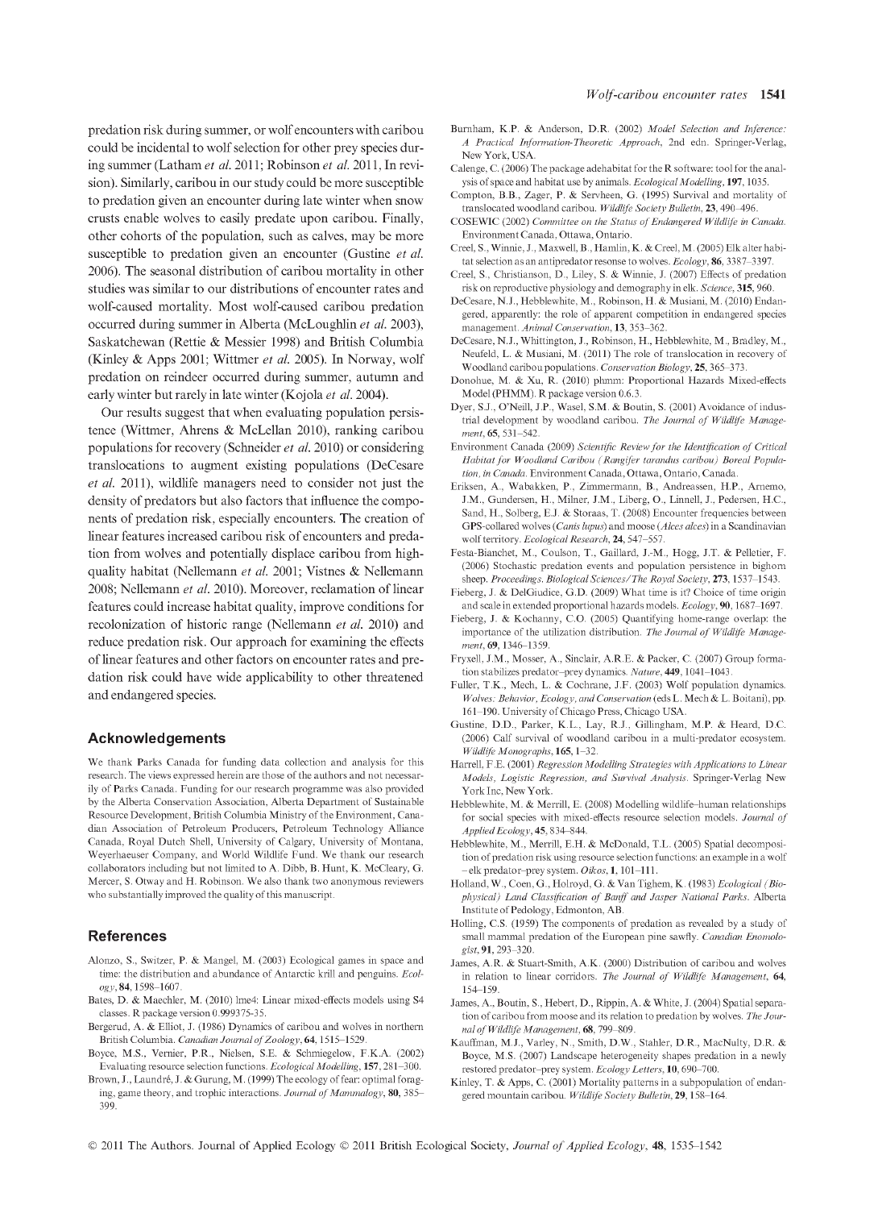predation risk during summer, or wolf encounters with caribou could be incidental to wolf selection for other prey species during summer (Latham *et al.* 2011; Robinson *et al.* 2011, In revision). Similarly, caribou in our study could be more susceptible to predation given an encounter during late winter when snow crusts enable wolves to easily predate upon caribou. Finally, other cohorts of the population, such as calves, may be more susceptible to predation given an encounter (Gustine *et al.* 2006). The seasonal distribution of caribou mortality in other studies was similar to our distributions of encounter rates and wolf-caused mortality. Most wolf-caused caribou predation occurred during summer in Alberta (McLoughlin *et al.* 2003), Saskatchewan (Rettie & Messier 1998) and British Columbia (Kinley & Apps 2001; Wittmer *et al.* 2005). In Norway, wolf predation on reindeer occurred during summer, autumn and early winter but rarely in late winter (Kojola *et al.* 2004).

Our results suggest that when evaluating population persistence (Wittmer, Ahrens & McLellan 2010), ranking caribou populations for recovery (Schneider *et al.* 2010) or considering translocations to augment existing populations (DeCesare *et al.* 2011), wildlife managers need to consider not just the density of predators but also factors that influence the components of predation risk, especially encounters. The creation of linear features increased caribou risk of encounters and predation from wolves and potentially displace caribou from high-quality habitat (Nellemann *et al.* 2001; Vistnes & Nellemann 2008; Nellemann *et al.* 2010). Moreover, reclamation of linear features could increase habitat quality, improve conditions for recolonization of historic range (Nellemann *et al.* 2010) and reduce predation risk. Our approach for examining the effects of linear features and other factors on encounter rates and predation risk could have wide applicability to other threatened and endangered species.

## Acknowledgements

We thank Parks Canada for funding data collection and analysis for this research. The views expressed herein are those of the authors and not necessarily of Parks Canada. Funding for our research programme was also provided by the Alberta Conservation Association, Alberta Department of Sustainable Resource Development, British Columbia Ministry of the Environment, Canadian Association of Petroleum Producers, Petroleum Technology Alliance Canada, Royal Dutch Shell, University of Calgary, University of Montana, Weyerhaeuser Company, and World Wildlife Fund. We thank our research collaborators including but not limited to A. Dibb, B. Hunt, K. McCleary, G. Mercer, S. Otway and H. Robinson. We also thank two anonymous reviewers who substantially improved the quality of this manuscript.

## References

Alonzo, S., Switzer, P. & Mangel, M. (2003) Ecological games in space and time: the distribution and abundance of Antarctic krill and penguins. *Ecology*, **84**, 1598–1607.

Bates, D. & Maechler, M. (2010) lme4: Linear mixed-effects models using S4 classes. R package version 0.999375-35.

Bergerud, A. & Elliot, J. (1986) Dynamics of caribou and wolves in northern British Columbia. *Canadian Journal of Zoology*, **64**, 1515–1529.

Boyce, M.S., Vernier, P.R., Nielsen, S.E. & Schmiegelow, F.K.A. (2002) Evaluating resource selection functions. *Ecological Modelling*, **157**, 281–300.

Brown, J., Laundré, J. & Gurung, M. (1999) The ecology of fear: optimal foraging, game theory, and trophic interactions. *Journal of Mammalogy*, **80**, 385–399.

Burnham, K.P. & Anderson, D.R. (2002) *Model Selection and Inference: A Practical Information-Theoretic Approach*, 2nd edn. Springer-Verlag, New York, USA.

Calenge, C. (2006) The package adehabitat for the R software: tool for the analysis of space and habitat use by animals. *Ecological Modelling*, **197**, 1035.

Compton, B.B., Zager, P. & Servheen, G. (1995) Survival and mortality of translocated woodland caribou. *Wildlife Society Bulletin*, **23**, 490–496.

COSEWIC (2002) *Committee on the Status of Endangered Wildlife in Canada*. Environment Canada, Ottawa, Ontario.

Creel, S., Winnie, J., Maxwell, B., Hamlin, K. & Creel, M. (2005) Elk alter habitat selection as an antipredator resonse to wolves. *Ecology*, **86**, 3387–3397.

Creel, S., Christianson, D., Liley, S. & Winnie, J. (2007) Effects of predation risk on reproductive physiology and demography in elk. *Science*, **315**, 960.

DeCesare, N.J., Hebblewhite, M., Robinson, H. & Musiani, M. (2010) Endangered, apparently: the role of apparent competition in endangered species management. *Animal Conservation*, **13**, 353–362.

DeCesare, N.J., Whittington, J., Robinson, H., Hebblewhite, M., Bradley, M., Neufeld, L. & Musiani, M. (2011) The role of translocation in recovery of Woodland caribou populations. *Conservation Biology*, **25**, 365–373.

Donohue, M. & Xu, R. (2010) phmm: Proportional Hazards Mixed-effects Model (PHMM). R package version 0.6.3.

Dyer, S.J., O'Neill, J.P., Wasel, S.M. & Boutin, S. (2001) Avoidance of industrial development by woodland caribou. *The Journal of Wildlife Management*, **65**, 531–542.

Environment Canada (2009) *Scientific Review for the Identification of Critical Habitat for Woodland Caribou (Rangifer tarandus caribou) Boreal Population, in Canada*. Environment Canada, Ottawa, Ontario, Canada.

Eriksen, A., Wabakken, P., Zimmermann, B., Andreassen, H.P., Arnemo, J.M., Gundersen, H., Milner, J.M., Liberg, O., Linnell, J., Pedersen, H.C., Sand, H., Solberg, E.J. & Storaas, T. (2008) Encounter frequencies between GPS-collared wolves (*Canis lupus*) and moose (*Alces alces*) in a Scandinavian wolf territory. *Ecological Research*, **24**, 547–557.

Festa-Bianchet, M., Coulson, T., Gaillard, J.-M., Hogg, J.T. & Pelletier, F. (2006) Stochastic predation events and population persistence in bighorn sheep. *Proceedings. Biological Sciences/The Royal Society*, **273**, 1537–1543.

Fieberg, J. & DelGiudice, G.D. (2009) What time is it? Choice of time origin and scale in extended proportional hazards models. *Ecology*, **90**, 1687–1697.

Fieberg, J. & Kochanny, C.O. (2005) Quantifying home-range overlap: the importance of the utilization distribution. *The Journal of Wildlife Management*, **69**, 1346–1359.

Fryxell, J.M., Mosser, A., Sinclair, A.R.E. & Packer, C. (2007) Group formation stabilizes predator–prey dynamics. *Nature*, **449**, 1041–1043.

Fuller, T.K., Mech, L. & Cochrane, J.F. (2003) Wolf population dynamics. *Wolves: Behavior, Ecology, and Conservation* (eds L. Mech & L. Boitani), pp. 161–190. University of Chicago Press, Chicago USA.

Gustine, D.D., Parker, K.L., Lay, R.J., Gillingham, M.P. & Heard, D.C. (2006) Calf survival of woodland caribou in a multi-predator ecosystem. *Wildlife Monographs*, **165**, 1–32.

Harrell, F.E. (2001) *Regression Modelling Strategies with Applications to Linear Models, Logistic Regression, and Survival Analysis*. Springer-Verlag New York Inc, New York.

Hebblewhite, M. & Merrill, E. (2008) Modelling wildlife–human relationships for social species with mixed-effects resource selection models. *Journal of Applied Ecology*, **45**, 834–844.

Hebblewhite, M., Merrill, E.H. & McDonald, T.L. (2005) Spatial decomposition of predation risk using resource selection functions: an example in a wolf – elk predator–prey system. *Oikos*, **1**, 101–111.

Holland, W., Coen, G., Holroyd, G. & Van Tighem, K. (1983) *Ecological (Biophysical) Land Classification of Banff and Jasper National Parks*. Alberta Institute of Pedology, Edmonton, AB.

Holling, C.S. (1959) The components of predation as revealed by a study of small mammal predation of the European pine sawfly. *Canadian Enomologist*, **91**, 293–320.

James, A.R. & Stuart-Smith, A.K. (2000) Distribution of caribou and wolves in relation to linear corridors. *The Journal of Wildlife Management*, **64**, 154–159.

James, A., Boutin, S., Hebert, D., Rippin, A. & White, J. (2004) Spatial separation of caribou from moose and its relation to predation by wolves. *The Journal of Wildlife Management*, **68**, 799–809.

Kauffman, M.J., Varley, N., Smith, D.W., Stahler, D.R., MacNulty, D.R. & Boyce, M.S. (2007) Landscape heterogeneity shapes predation in a newly restored predator–prey system. *Ecology Letters*, **10**, 690–700.

Kinley, T. & Apps, C. (2001) Mortality patterns in a subpopulation of endangered mountain caribou. *Wildlife Society Bulletin*, **29**, 158–164.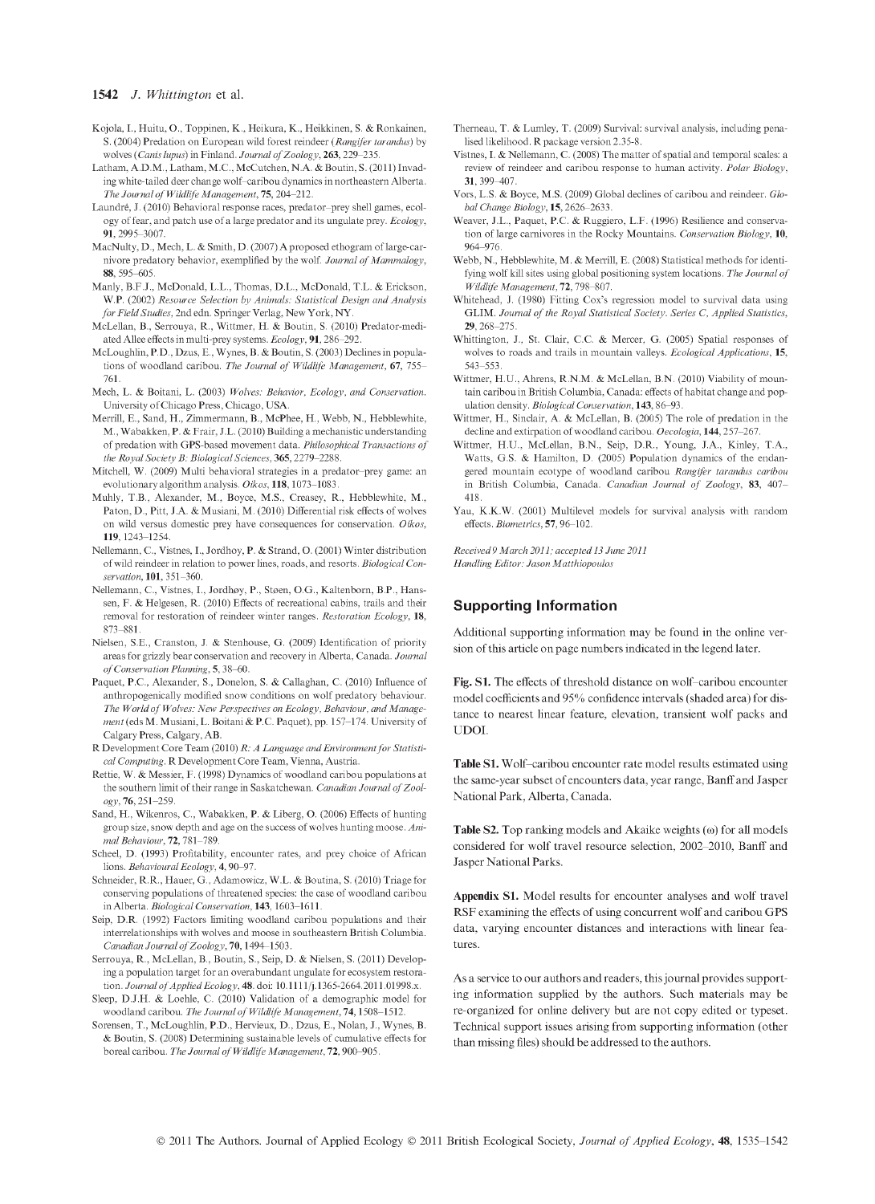Kojola, I., Huitu, O., Toppinen, K., Heikura, K., Heikkinen, S. & Ronkainen, S. (2004) Predation on European wild forest reindeer (*Rangifer tarandus*) by wolves (*Canis lupus*) in Finland. *Journal of Zoology*, **263**, 229–235.

Latham, A.D.M., Latham, M.C., McCutchen, N.A. & Boutin, S. (2011) Invading white-tailed deer change wolf–caribou dynamics in northeastern Alberta. *The Journal of Wildlife Management*, **75**, 204–212.

Laundré, J. (2010) Behavioral response races, predator–prey shell games, ecology of fear, and patch use of a large predator and its ungulate prey. *Ecology*, **91**, 2995–3007.

MacNulty, D., Mech, L. & Smith, D. (2007) A proposed ethogram of large-carnivore predatory behavior, exemplified by the wolf. *Journal of Mammalogy*, **88**, 595–605.

Manly, B.F.J., McDonald, L.L., Thomas, D.L., McDonald, T.L. & Erickson, W.P. (2002) *Resource Selection by Animals: Statistical Design and Analysis for Field Studies*, 2nd edn. Springer Verlag, New York, NY.

McLellan, B., Serrouya, R., Wittmer, H. & Boutin, S. (2010) Predator-mediated Allee effects in multi-prey systems. *Ecology*, **91**, 286–292.

McLoughlin, P.D., Dzus, E., Wynes, B. & Boutin, S. (2003) Declines in populations of woodland caribou. *The Journal of Wildlife Management*, **67**, 755–761.

Mech, L. & Boitani, L. (2003) *Wolves: Behavior, Ecology, and Conservation*. University of Chicago Press, Chicago, USA.

Merrill, E., Sand, H., Zimmermann, B., McPhee, H., Webb, N., Hebblewhite, M., Wabakken, P. & Frair, J.L. (2010) Building a mechanistic understanding of predation with GPS-based movement data. *Philosophical Transactions of the Royal Society B: Biological Sciences*, **365**, 2279–2288.

Mitchell, W. (2009) Multi behavioral strategies in a predator–prey game: an evolutionary algorithm analysis. *Oikos*, **118**, 1073–1083.

Muhly, T.B., Alexander, M., Boyce, M.S., Creasey, R., Hebblewhite, M., Paton, D., Pitt, J.A. & Musiani, M. (2010) Differential risk effects of wolves on wild versus domestic prey have consequences for conservation. *Oikos*, **119**, 1243–1254.

Nellemann, C., Vistnes, I., Jordhoy, P. & Strand, O. (2001) Winter distribution of wild reindeer in relation to power lines, roads, and resorts. *Biological Conservation*, **101**, 351–360.

Nellemann, C., Vistnes, I., Jordhøy, P., Støen, O.G., Kaltenborn, B.P., Hanssen, F. & Helgesen, R. (2010) Effects of recreational cabins, trails and their removal for restoration of reindeer winter ranges. *Restoration Ecology*, **18**, 873–881.

Nielsen, S.E., Cranston, J. & Stenhouse, G. (2009) Identification of priority areas for grizzly bear conservation and recovery in Alberta, Canada. *Journal of Conservation Planning*, **5**, 38–60.

Paquet, P.C., Alexander, S., Donelon, S. & Callaghan, C. (2010) Influence of anthropogenically modified snow conditions on wolf predatory behaviour. *The World of Wolves: New Perspectives on Ecology, Behaviour, and Management* (eds M. Musiani, L. Boitani & P.C. Paquet), pp. 157–174. University of Calgary Press, Calgary, AB.

R Development Core Team (2010) *R: A Language and Environment for Statistical Computing*. R Development Core Team, Vienna, Austria.

Rettie, W. & Messier, F. (1998) Dynamics of woodland caribou populations at the southern limit of their range in Saskatchewan. *Canadian Journal of Zoology*, **76**, 251–259.

Sand, H., Wikenros, C., Wabakken, P. & Liberg, O. (2006) Effects of hunting group size, snow depth and age on the success of wolves hunting moose. *Animal Behaviour*, **72**, 781–789.

Scheel, D. (1993) Profitability, encounter rates, and prey choice of African lions. *Behavioural Ecology*, **4**, 90–97.

Schneider, R.R., Hauer, G., Adamowicz, W.L. & Boutina, S. (2010) Triage for conserving populations of threatened species: the case of woodland caribou in Alberta. *Biological Conservation*, **143**, 1603–1611.

Seip, D.R. (1992) Factors limiting woodland caribou populations and their interrelationships with wolves and moose in southeastern British Columbia. *Canadian Journal of Zoology*, **70**, 1494–1503.

Serrouya, R., McLellan, B., Boutin, S., Seip, D. & Nielsen, S. (2011) Developing a population target for an overabundant ungulate for ecosystem restoration. *Journal of Applied Ecology*, **48**. doi: 10.1111/j.1365-2664.2011.01998.x.

Sleep, D.J.H. & Loehle, C. (2010) Validation of a demographic model for woodland caribou. *The Journal of Wildlife Management*, **74**, 1508–1512.

Sorensen, T., McLoughlin, P.D., Hervieux, D., Dzus, E., Nolan, J., Wynes, B. & Boutin, S. (2008) Determining sustainable levels of cumulative effects for boreal caribou. *The Journal of Wildlife Management*, **72**, 900–905.

Therneau, T. & Lumley, T. (2009) Survival: survival analysis, including penalised likelihood. R package version 2.35-8.

Vistnes, I. & Nellemann, C. (2008) The matter of spatial and temporal scales: a review of reindeer and caribou response to human activity. *Polar Biology*, **31**, 399–407.

Vors, L.S. & Boyce, M.S. (2009) Global declines of caribou and reindeer. *Global Change Biology*, **15**, 2626–2633.

Weaver, J.L., Paquet, P.C. & Ruggiero, L.F. (1996) Resilience and conservation of large carnivores in the Rocky Mountains. *Conservation Biology*, **10**, 964–976.

Webb, N., Hebblewhite, M. & Merrill, E. (2008) Statistical methods for identifying wolf kill sites using global positioning system locations. *The Journal of Wildlife Management*, **72**, 798–807.

Whitehead, J. (1980) Fitting Cox's regression model to survival data using GLIM. *Journal of the Royal Statistical Society. Series C, Applied Statistics*, **29**, 268–275.

Whittington, J., St. Clair, C.C. & Mercer, G. (2005) Spatial responses of wolves to roads and trails in mountain valleys. *Ecological Applications*, **15**, 543–553.

Wittmer, H.U., Ahrens, R.N.M. & McLellan, B.N. (2010) Viability of mountain caribou in British Columbia, Canada: effects of habitat change and population density. *Biological Conservation*, **143**, 86–93.

Wittmer, H., Sinclair, A. & McLellan, B. (2005) The role of predation in the decline and extirpation of woodland caribou. *Oecologia*, **144**, 257–267.

Wittmer, H.U., McLellan, B.N., Seip, D.R., Young, J.A., Kinley, T.A., Watts, G.S. & Hamilton, D. (2005) Population dynamics of the endangered mountain ecotype of woodland caribou *Rangifer tarandus caribou* in British Columbia, Canada. *Canadian Journal of Zoology*, **83**, 407–418.

Yau, K.K.W. (2001) Multilevel models for survival analysis with random effects. *Biometrics*, **57**, 96–102.

*Received 9 March 2011; accepted 13 June 2011*
*Handling Editor: Jason Matthiopoulos*

## Supporting Information

Additional supporting information may be found in the online version of this article on page numbers indicated in the legend later.

**Fig. S1.** The effects of threshold distance on wolf–caribou encounter model coefficients and 95% confidence intervals (shaded area) for distance to nearest linear feature, elevation, transient wolf packs and UDOI.

**Table S1.** Wolf–caribou encounter rate model results estimated using the same-year subset of encounters data, year range, Banff and Jasper National Park, Alberta, Canada.

**Table S2.** Top ranking models and Akaike weights ($\omega$) for all models considered for wolf travel resource selection, 2002–2010, Banff and Jasper National Parks.

**Appendix S1.** Model results for encounter analyses and wolf travel RSF examining the effects of using concurrent wolf and caribou GPS data, varying encounter distances and interactions with linear features.

As a service to our authors and readers, this journal provides supporting information supplied by the authors. Such materials may be re-organized for online delivery but are not copy edited or typeset. Technical support issues arising from supporting information (other than missing files) should be addressed to the authors.